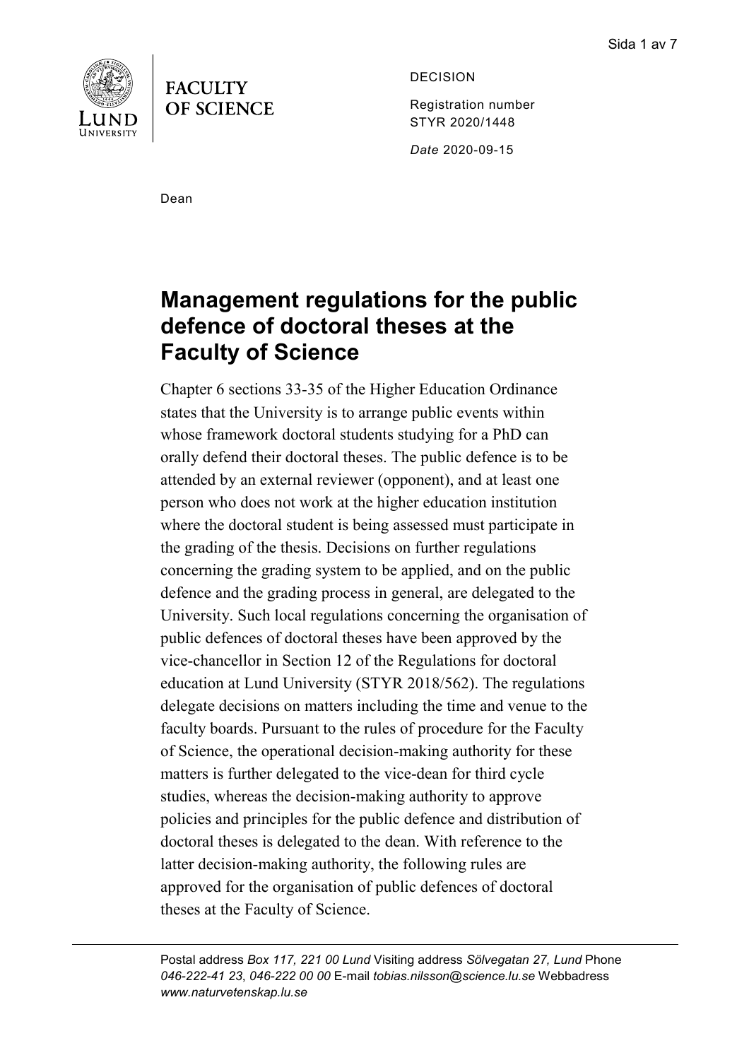FACULTY OF SCIENCE

DECISION

Registration number
STYR 2020/1448

*Date* 2020-09-15

Dean

# Management regulations for the public defence of doctoral theses at the Faculty of Science

Chapter 6 sections 33-35 of the Higher Education Ordinance states that the University is to arrange public events within whose framework doctoral students studying for a PhD can orally defend their doctoral theses. The public defence is to be attended by an external reviewer (opponent), and at least one person who does not work at the higher education institution where the doctoral student is being assessed must participate in the grading of the thesis. Decisions on further regulations concerning the grading system to be applied, and on the public defence and the grading process in general, are delegated to the University. Such local regulations concerning the organisation of public defences of doctoral theses have been approved by the vice-chancellor in Section 12 of the Regulations for doctoral education at Lund University (STYR 2018/562). The regulations delegate decisions on matters including the time and venue to the faculty boards. Pursuant to the rules of procedure for the Faculty of Science, the operational decision-making authority for these matters is further delegated to the vice-dean for third cycle studies, whereas the decision-making authority to approve policies and principles for the public defence and distribution of doctoral theses is delegated to the dean. With reference to the latter decision-making authority, the following rules are approved for the organisation of public defences of doctoral theses at the Faculty of Science.

Postal address *Box 117, 221 00 Lund* Visiting address *Sölvegatan 27, Lund* Phone *046-222-41 23*, *046-222 00 00* E-mail *tobias.nilsson@science.lu.se* Webbadress *www.naturvetenskap.lu.se*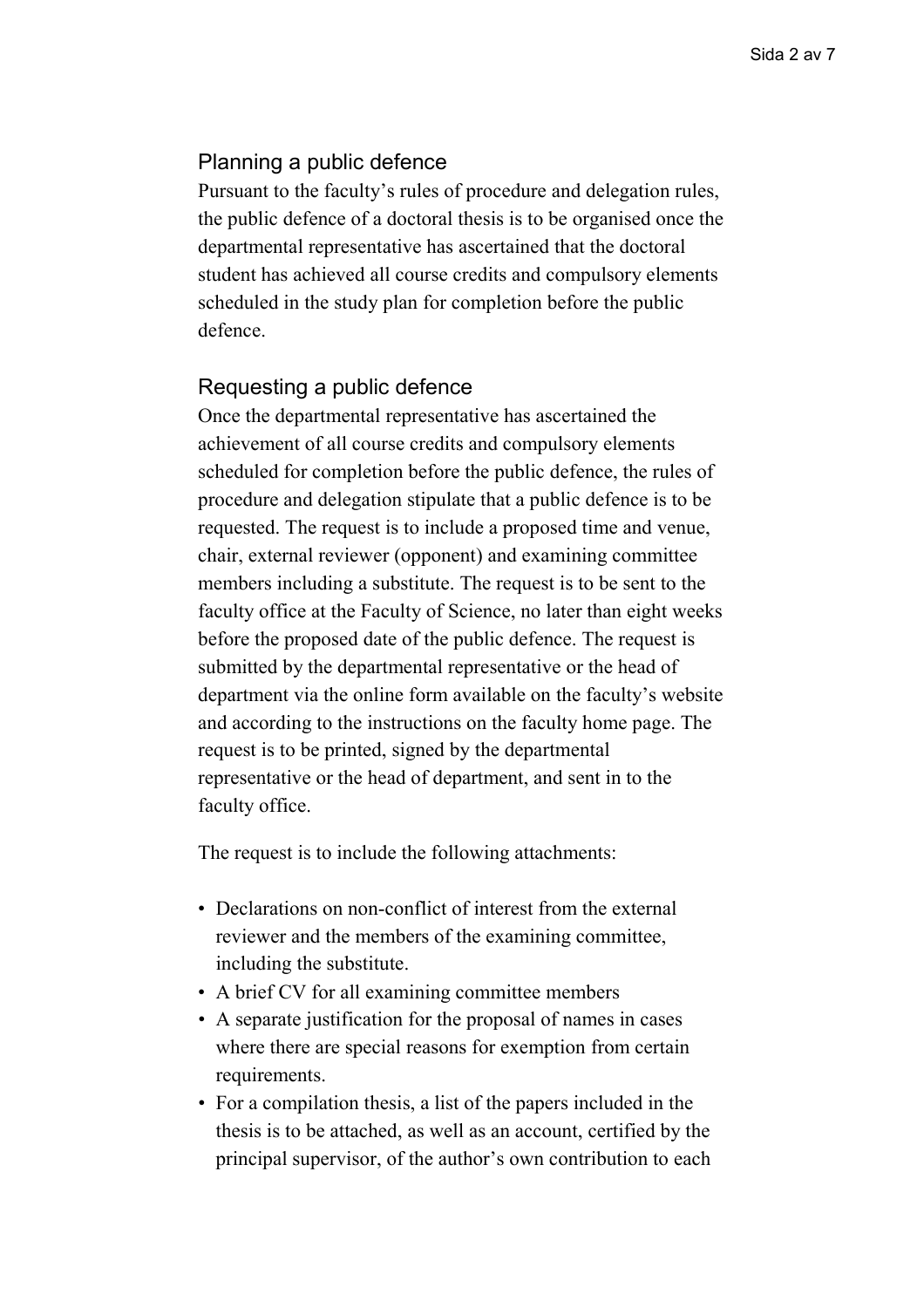## Planning a public defence

Pursuant to the faculty's rules of procedure and delegation rules, the public defence of a doctoral thesis is to be organised once the departmental representative has ascertained that the doctoral student has achieved all course credits and compulsory elements scheduled in the study plan for completion before the public defence.

## Requesting a public defence

Once the departmental representative has ascertained the achievement of all course credits and compulsory elements scheduled for completion before the public defence, the rules of procedure and delegation stipulate that a public defence is to be requested. The request is to include a proposed time and venue, chair, external reviewer (opponent) and examining committee members including a substitute. The request is to be sent to the faculty office at the Faculty of Science, no later than eight weeks before the proposed date of the public defence. The request is submitted by the departmental representative or the head of department via the online form available on the faculty's website and according to the instructions on the faculty home page. The request is to be printed, signed by the departmental representative or the head of department, and sent in to the faculty office.

The request is to include the following attachments:

- Declarations on non-conflict of interest from the external reviewer and the members of the examining committee, including the substitute.
- A brief CV for all examining committee members
- A separate justification for the proposal of names in cases where there are special reasons for exemption from certain requirements.
- For a compilation thesis, a list of the papers included in the thesis is to be attached, as well as an account, certified by the principal supervisor, of the author's own contribution to each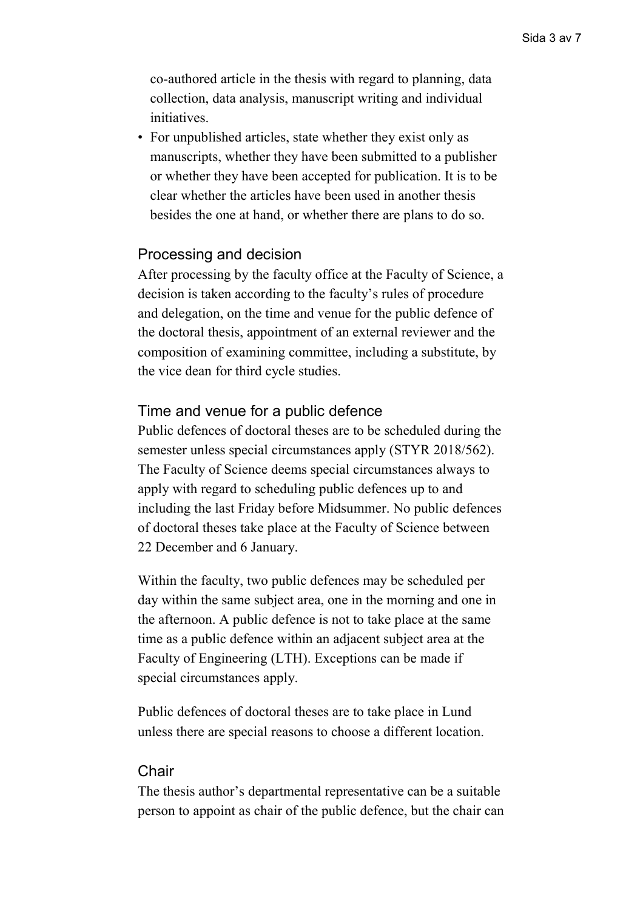co-authored article in the thesis with regard to planning, data collection, data analysis, manuscript writing and individual initiatives.

- For unpublished articles, state whether they exist only as manuscripts, whether they have been submitted to a publisher or whether they have been accepted for publication. It is to be clear whether the articles have been used in another thesis besides the one at hand, or whether there are plans to do so.

## Processing and decision

After processing by the faculty office at the Faculty of Science, a decision is taken according to the faculty's rules of procedure and delegation, on the time and venue for the public defence of the doctoral thesis, appointment of an external reviewer and the composition of examining committee, including a substitute, by the vice dean for third cycle studies.

## Time and venue for a public defence

Public defences of doctoral theses are to be scheduled during the semester unless special circumstances apply (STYR 2018/562). The Faculty of Science deems special circumstances always to apply with regard to scheduling public defences up to and including the last Friday before Midsummer. No public defences of doctoral theses take place at the Faculty of Science between 22 December and 6 January.

Within the faculty, two public defences may be scheduled per day within the same subject area, one in the morning and one in the afternoon. A public defence is not to take place at the same time as a public defence within an adjacent subject area at the Faculty of Engineering (LTH). Exceptions can be made if special circumstances apply.

Public defences of doctoral theses are to take place in Lund unless there are special reasons to choose a different location.

## Chair

The thesis author's departmental representative can be a suitable person to appoint as chair of the public defence, but the chair can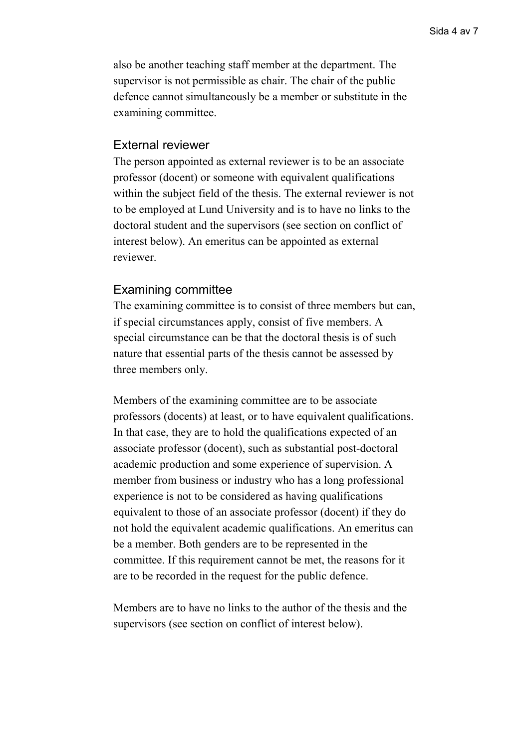also be another teaching staff member at the department. The supervisor is not permissible as chair. The chair of the public defence cannot simultaneously be a member or substitute in the examining committee.

## External reviewer

The person appointed as external reviewer is to be an associate professor (docent) or someone with equivalent qualifications within the subject field of the thesis. The external reviewer is not to be employed at Lund University and is to have no links to the doctoral student and the supervisors (see section on conflict of interest below). An emeritus can be appointed as external reviewer.

## Examining committee

The examining committee is to consist of three members but can, if special circumstances apply, consist of five members. A special circumstance can be that the doctoral thesis is of such nature that essential parts of the thesis cannot be assessed by three members only.

Members of the examining committee are to be associate professors (docents) at least, or to have equivalent qualifications. In that case, they are to hold the qualifications expected of an associate professor (docent), such as substantial post-doctoral academic production and some experience of supervision. A member from business or industry who has a long professional experience is not to be considered as having qualifications equivalent to those of an associate professor (docent) if they do not hold the equivalent academic qualifications. An emeritus can be a member. Both genders are to be represented in the committee. If this requirement cannot be met, the reasons for it are to be recorded in the request for the public defence.

Members are to have no links to the author of the thesis and the supervisors (see section on conflict of interest below).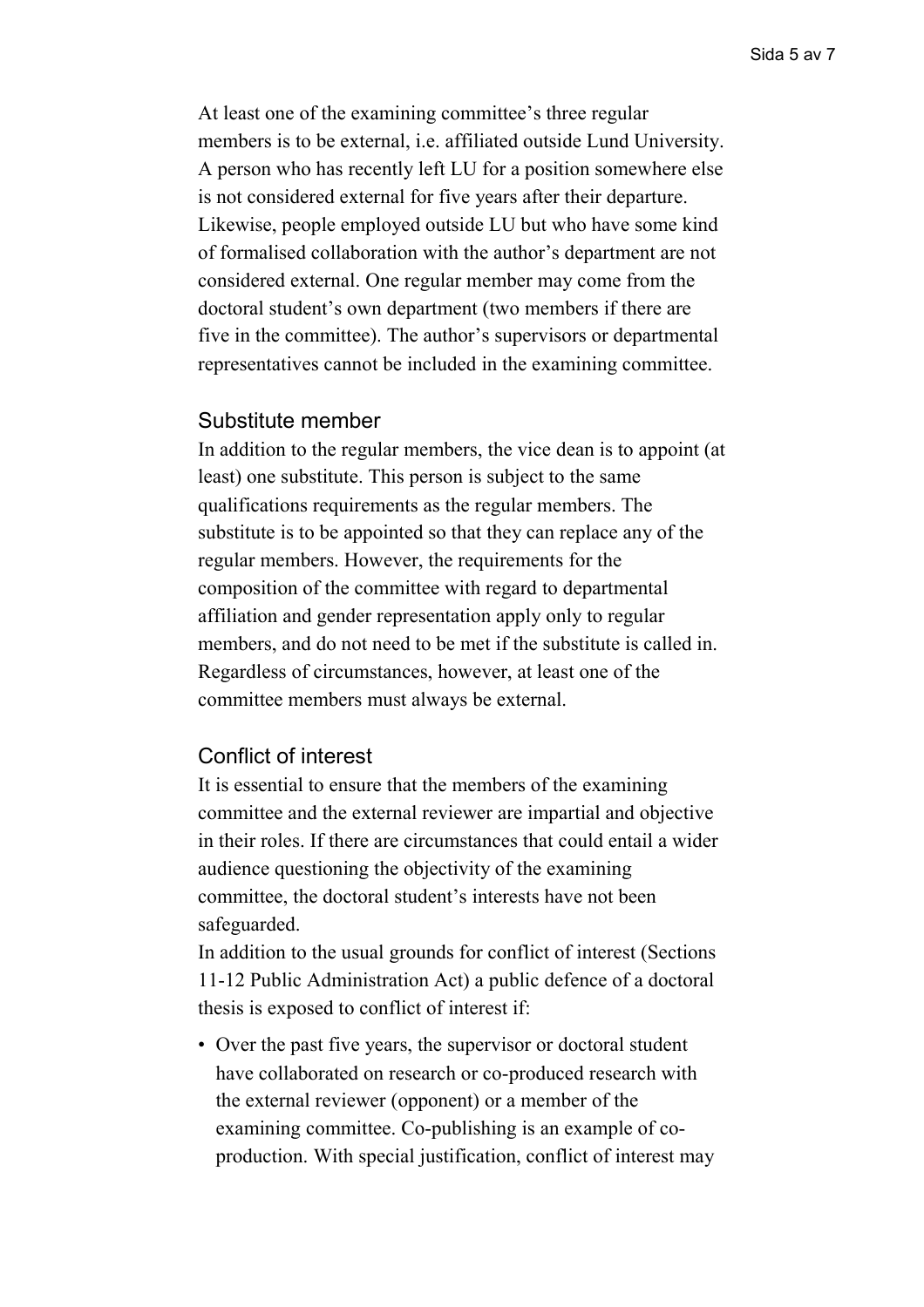At least one of the examining committee's three regular members is to be external, i.e. affiliated outside Lund University. A person who has recently left LU for a position somewhere else is not considered external for five years after their departure. Likewise, people employed outside LU but who have some kind of formalised collaboration with the author's department are not considered external. One regular member may come from the doctoral student's own department (two members if there are five in the committee). The author's supervisors or departmental representatives cannot be included in the examining committee.

## Substitute member

In addition to the regular members, the vice dean is to appoint (at least) one substitute. This person is subject to the same qualifications requirements as the regular members. The substitute is to be appointed so that they can replace any of the regular members. However, the requirements for the composition of the committee with regard to departmental affiliation and gender representation apply only to regular members, and do not need to be met if the substitute is called in. Regardless of circumstances, however, at least one of the committee members must always be external.

## Conflict of interest

It is essential to ensure that the members of the examining committee and the external reviewer are impartial and objective in their roles. If there are circumstances that could entail a wider audience questioning the objectivity of the examining committee, the doctoral student's interests have not been safeguarded.

In addition to the usual grounds for conflict of interest (Sections 11-12 Public Administration Act) a public defence of a doctoral thesis is exposed to conflict of interest if:

- Over the past five years, the supervisor or doctoral student have collaborated on research or co-produced research with the external reviewer (opponent) or a member of the examining committee. Co-publishing is an example of co-production. With special justification, conflict of interest may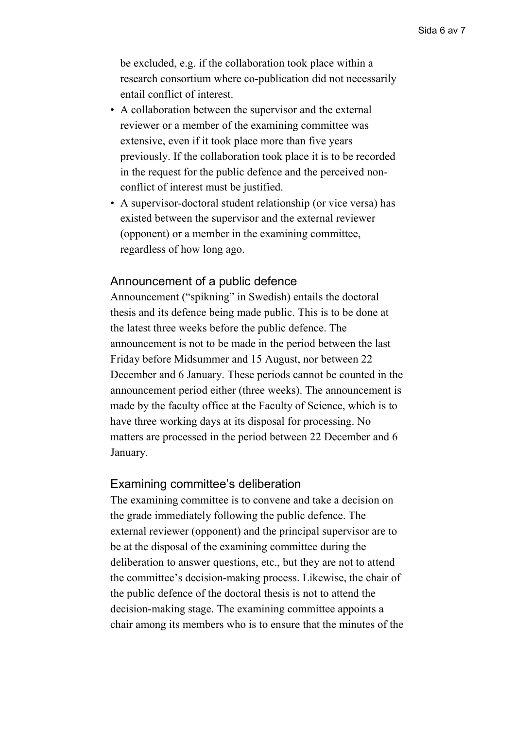be excluded, e.g. if the collaboration took place within a research consortium where co-publication did not necessarily entail conflict of interest.

- A collaboration between the supervisor and the external reviewer or a member of the examining committee was extensive, even if it took place more than five years previously. If the collaboration took place it is to be recorded in the request for the public defence and the perceived non-conflict of interest must be justified.
- A supervisor-doctoral student relationship (or vice versa) has existed between the supervisor and the external reviewer (opponent) or a member in the examining committee, regardless of how long ago.

## Announcement of a public defence

Announcement ("spikning" in Swedish) entails the doctoral thesis and its defence being made public. This is to be done at the latest three weeks before the public defence. The announcement is not to be made in the period between the last Friday before Midsummer and 15 August, nor between 22 December and 6 January. These periods cannot be counted in the announcement period either (three weeks). The announcement is made by the faculty office at the Faculty of Science, which is to have three working days at its disposal for processing. No matters are processed in the period between 22 December and 6 January.

## Examining committee's deliberation

The examining committee is to convene and take a decision on the grade immediately following the public defence. The external reviewer (opponent) and the principal supervisor are to be at the disposal of the examining committee during the deliberation to answer questions, etc., but they are not to attend the committee's decision-making process. Likewise, the chair of the public defence of the doctoral thesis is not to attend the decision-making stage. The examining committee appoints a chair among its members who is to ensure that the minutes of the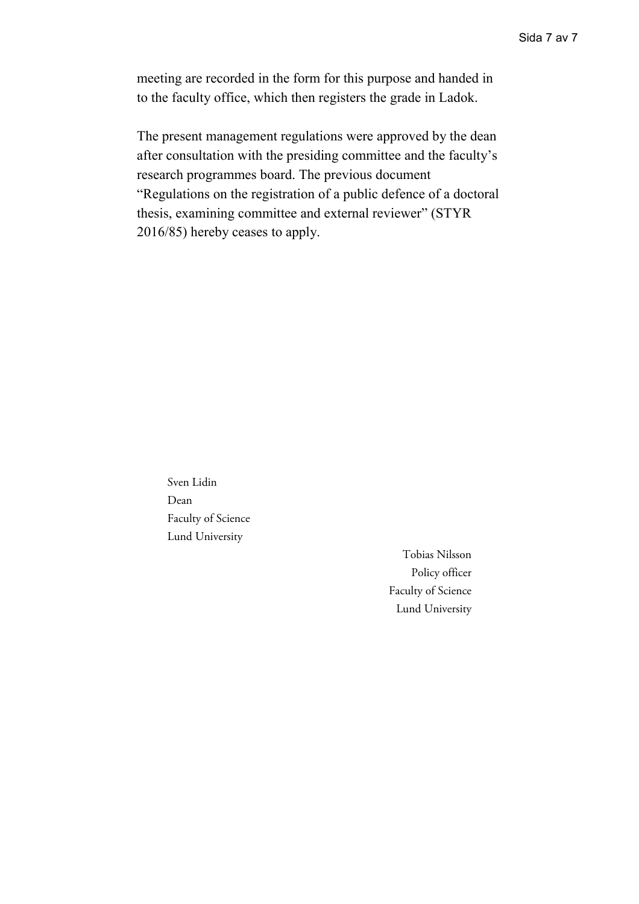meeting are recorded in the form for this purpose and handed in to the faculty office, which then registers the grade in Ladok.

The present management regulations were approved by the dean after consultation with the presiding committee and the faculty's research programmes board. The previous document "Regulations on the registration of a public defence of a doctoral thesis, examining committee and external reviewer" (STYR 2016/85) hereby ceases to apply.

Sven Lidin
Dean
Faculty of Science
Lund University

Tobias Nilsson
Policy officer
Faculty of Science
Lund University